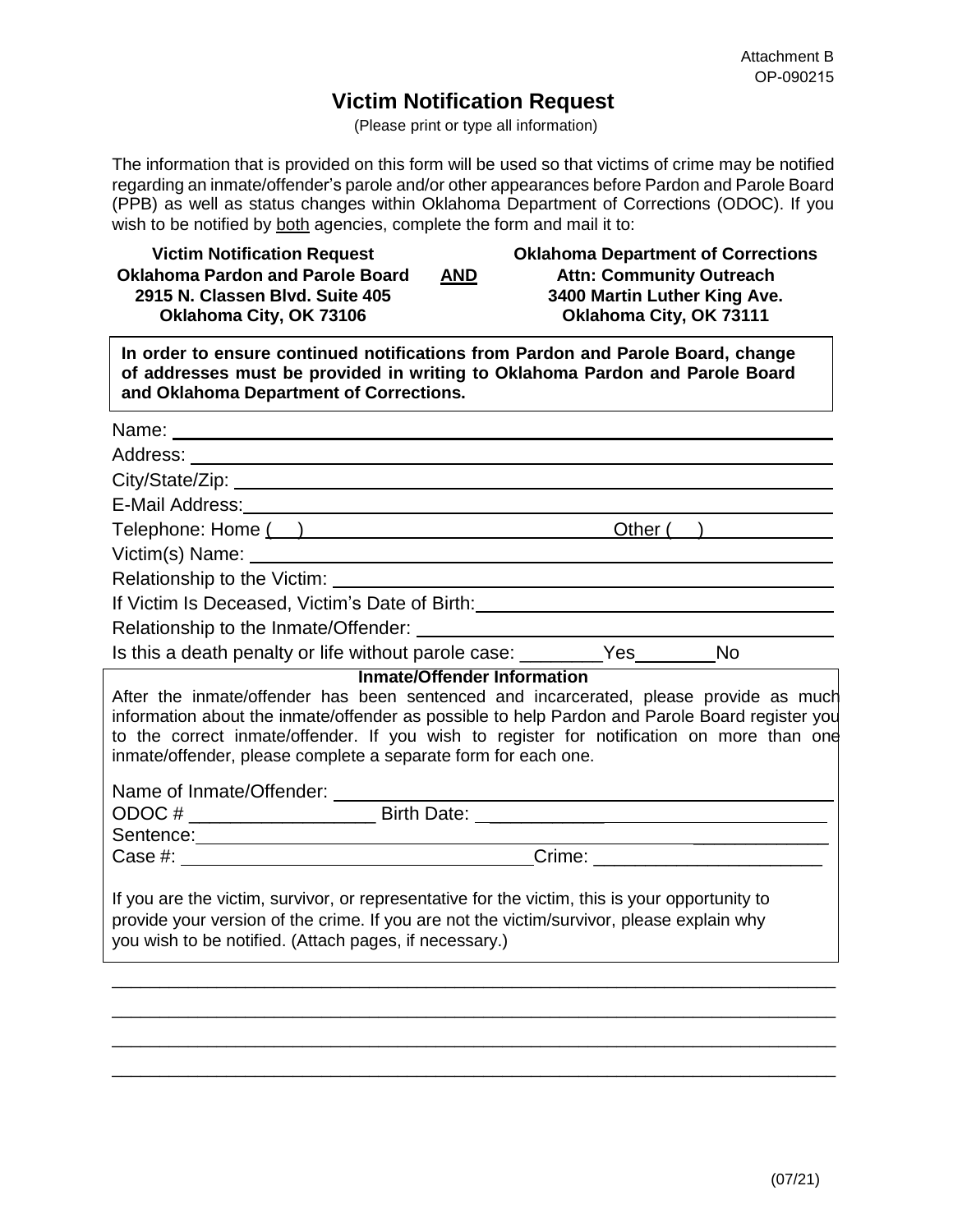Attachment B
OP-090215

# Victim Notification Request

(Please print or type all information)

The information that is provided on this form will be used so that victims of crime may be notified regarding an inmate/offender's parole and/or other appearances before Pardon and Parole Board (PPB) as well as status changes within Oklahoma Department of Corrections (ODOC). If you wish to be notified by both agencies, complete the form and mail it to:

| **Victim Notification Request**<br>**Oklahoma Pardon and Parole Board**<br>**2915 N. Classen Blvd. Suite 405**<br>**Oklahoma City, OK 73106** | **AND** | **Oklahoma Department of Corrections**<br>**Attn: Community Outreach**<br>**3400 Martin Luther King Ave.**<br>**Oklahoma City, OK 73111** |
|---|---|---|

**In order to ensure continued notifications from Pardon and Parole Board, change of addresses must be provided in writing to Oklahoma Pardon and Parole Board and Oklahoma Department of Corrections.**

Name: ____________________

Address: ____________________

City/State/Zip: ____________________

E-Mail Address: ____________________

Telephone: Home (    ) ____________________ Other (    ) ____________

Victim(s) Name: ____________________

Relationship to the Victim: ____________________

If Victim Is Deceased, Victim's Date of Birth: ____________________

Relationship to the Inmate/Offender: ____________________

Is this a death penalty or life without parole case: ________Yes________No

**Inmate/Offender Information**

After the inmate/offender has been sentenced and incarcerated, please provide as much information about the inmate/offender as possible to help Pardon and Parole Board register you to the correct inmate/offender. If you wish to register for notification on more than one inmate/offender, please complete a separate form for each one.

Name of Inmate/Offender: ____________________

ODOC # _________________ Birth Date: ____________________

Sentence: ____________________

Case #: ____________________ Crime: _____________________

If you are the victim, survivor, or representative for the victim, this is your opportunity to provide your version of the crime. If you are not the victim/survivor, please explain why you wish to be notified. (Attach pages, if necessary.)

______________________________________________________________________

______________________________________________________________________

______________________________________________________________________

______________________________________________________________________

(07/21)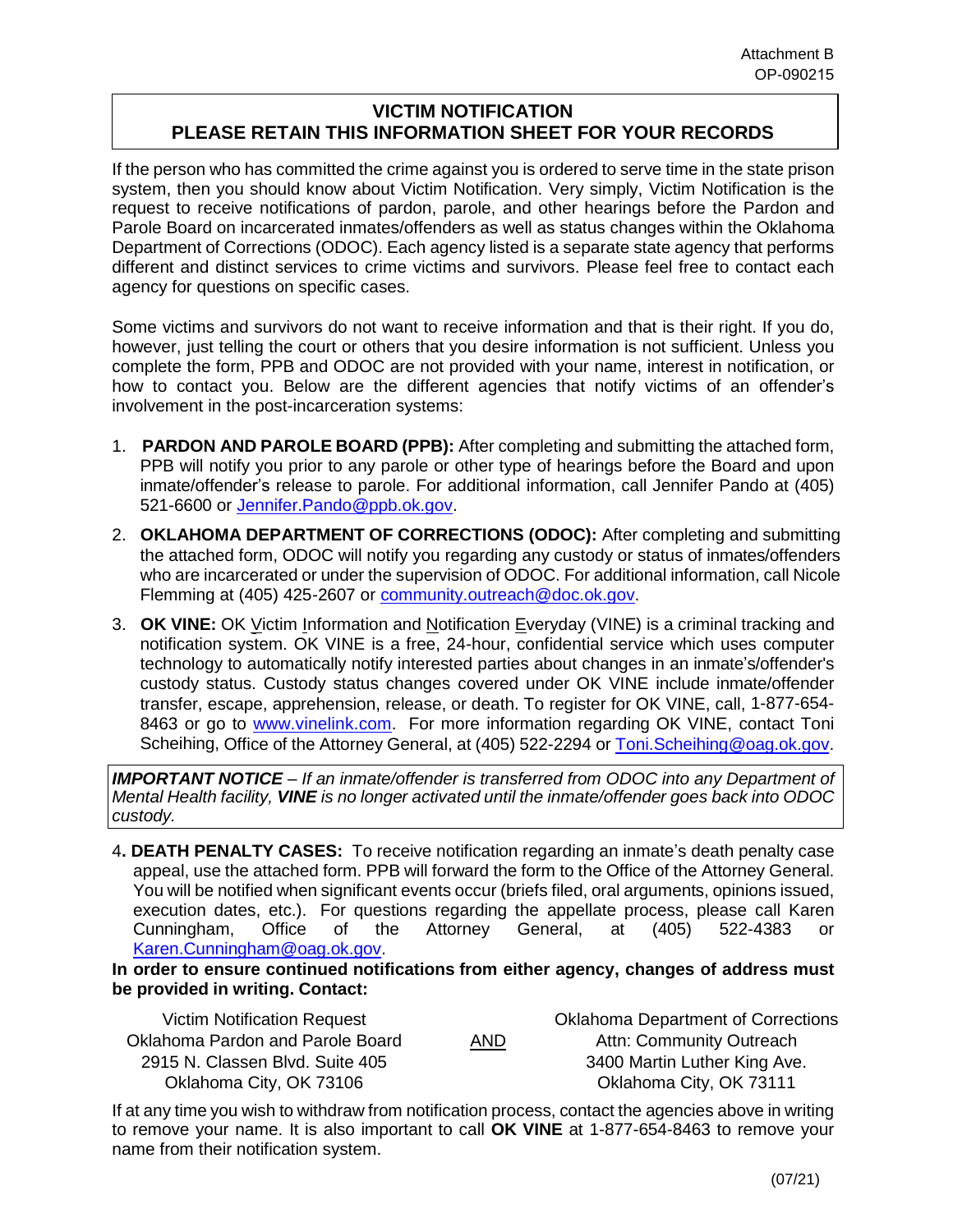Attachment B
OP-090215

## VICTIM NOTIFICATION
## PLEASE RETAIN THIS INFORMATION SHEET FOR YOUR RECORDS

If the person who has committed the crime against you is ordered to serve time in the state prison system, then you should know about Victim Notification. Very simply, Victim Notification is the request to receive notifications of pardon, parole, and other hearings before the Pardon and Parole Board on incarcerated inmates/offenders as well as status changes within the Oklahoma Department of Corrections (ODOC). Each agency listed is a separate state agency that performs different and distinct services to crime victims and survivors. Please feel free to contact each agency for questions on specific cases.

Some victims and survivors do not want to receive information and that is their right. If you do, however, just telling the court or others that you desire information is not sufficient. Unless you complete the form, PPB and ODOC are not provided with your name, interest in notification, or how to contact you. Below are the different agencies that notify victims of an offender's involvement in the post-incarceration systems:

1. **PARDON AND PAROLE BOARD (PPB):** After completing and submitting the attached form, PPB will notify you prior to any parole or other type of hearings before the Board and upon inmate/offender's release to parole. For additional information, call Jennifer Pando at (405) 521-6600 or Jennifer.Pando@ppb.ok.gov.
2. **OKLAHOMA DEPARTMENT OF CORRECTIONS (ODOC):** After completing and submitting the attached form, ODOC will notify you regarding any custody or status of inmates/offenders who are incarcerated or under the supervision of ODOC. For additional information, call Nicole Flemming at (405) 425-2607 or community.outreach@doc.ok.gov.
3. **OK VINE:** OK Victim Information and Notification Everyday (VINE) is a criminal tracking and notification system. OK VINE is a free, 24-hour, confidential service which uses computer technology to automatically notify interested parties about changes in an inmate's/offender's custody status. Custody status changes covered under OK VINE include inmate/offender transfer, escape, apprehension, release, or death. To register for OK VINE, call, 1-877-654-8463 or go to www.vinelink.com. For more information regarding OK VINE, contact Toni Scheihing, Office of the Attorney General, at (405) 522-2294 or Toni.Scheihing@oag.ok.gov.

***IMPORTANT NOTICE*** *– If an inmate/offender is transferred from ODOC into any Department of Mental Health facility,* ***VINE*** *is no longer activated until the inmate/offender goes back into ODOC custody.*

4. **DEATH PENALTY CASES:** To receive notification regarding an inmate's death penalty case appeal, use the attached form. PPB will forward the form to the Office of the Attorney General. You will be notified when significant events occur (briefs filed, oral arguments, opinions issued, execution dates, etc.). For questions regarding the appellate process, please call Karen Cunningham, Office of the Attorney General, at (405) 522-4383 or Karen.Cunningham@oag.ok.gov.

**In order to ensure continued notifications from either agency, changes of address must be provided in writing. Contact:**

| | | |
|---|---|---|
| Victim Notification Request<br>Oklahoma Pardon and Parole Board<br>2915 N. Classen Blvd. Suite 405<br>Oklahoma City, OK 73106 | AND | Oklahoma Department of Corrections<br>Attn: Community Outreach<br>3400 Martin Luther King Ave.<br>Oklahoma City, OK 73111 |

If at any time you wish to withdraw from notification process, contact the agencies above in writing to remove your name. It is also important to call **OK VINE** at 1-877-654-8463 to remove your name from their notification system.

(07/21)